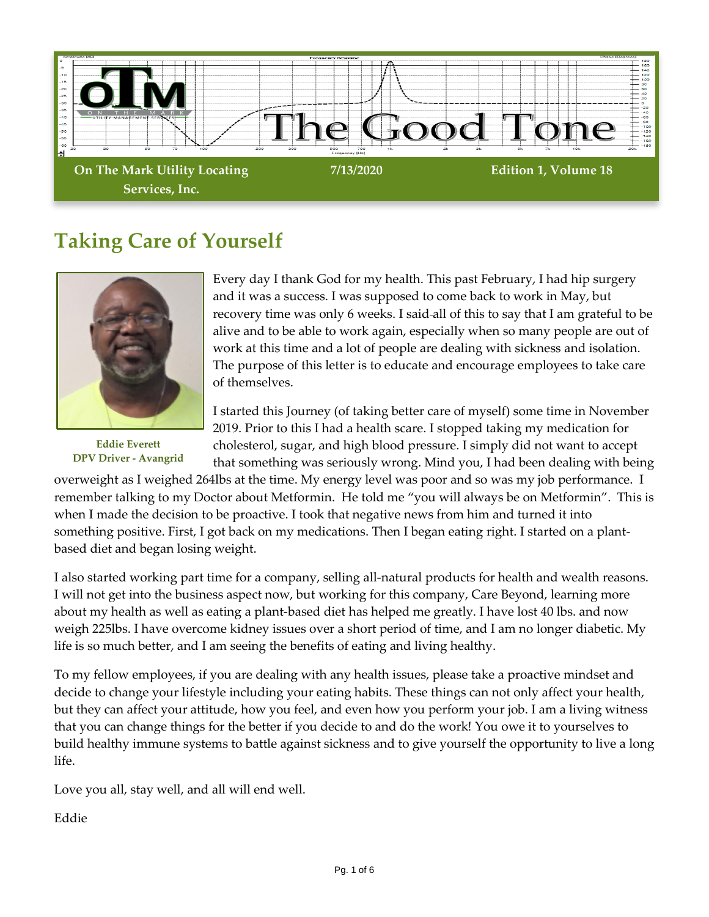# The Good Tone

**On The Mark Utility Locating Services, Inc.** | **7/13/2020** | **Edition 1, Volume 18**

## Taking Care of Yourself

**Eddie Everett**
**DPV Driver - Avangrid**

Every day I thank God for my health. This past February, I had hip surgery and it was a success. I was supposed to come back to work in May, but recovery time was only 6 weeks. I said all of this to say that I am grateful to be alive and to be able to work again, especially when so many people are out of work at this time and a lot of people are dealing with sickness and isolation. The purpose of this letter is to educate and encourage employees to take care of themselves.

I started this Journey (of taking better care of myself) some time in November 2019. Prior to this I had a health scare. I stopped taking my medication for cholesterol, sugar, and high blood pressure. I simply did not want to accept that something was seriously wrong. Mind you, I had been dealing with being overweight as I weighed 264lbs at the time. My energy level was poor and so was my job performance. I remember talking to my Doctor about Metformin. He told me "you will always be on Metformin". This is when I made the decision to be proactive. I took that negative news from him and turned it into something positive. First, I got back on my medications. Then I began eating right. I started on a plant-based diet and began losing weight.

I also started working part time for a company, selling all-natural products for health and wealth reasons. I will not get into the business aspect now, but working for this company, Care Beyond, learning more about my health as well as eating a plant-based diet has helped me greatly. I have lost 40 lbs. and now weigh 225lbs. I have overcome kidney issues over a short period of time, and I am no longer diabetic. My life is so much better, and I am seeing the benefits of eating and living healthy.

To my fellow employees, if you are dealing with any health issues, please take a proactive mindset and decide to change your lifestyle including your eating habits. These things can not only affect your health, but they can affect your attitude, how you feel, and even how you perform your job. I am a living witness that you can change things for the better if you decide to and do the work! You owe it to yourselves to build healthy immune systems to battle against sickness and to give yourself the opportunity to live a long life.

Love you all, stay well, and all will end well.

Eddie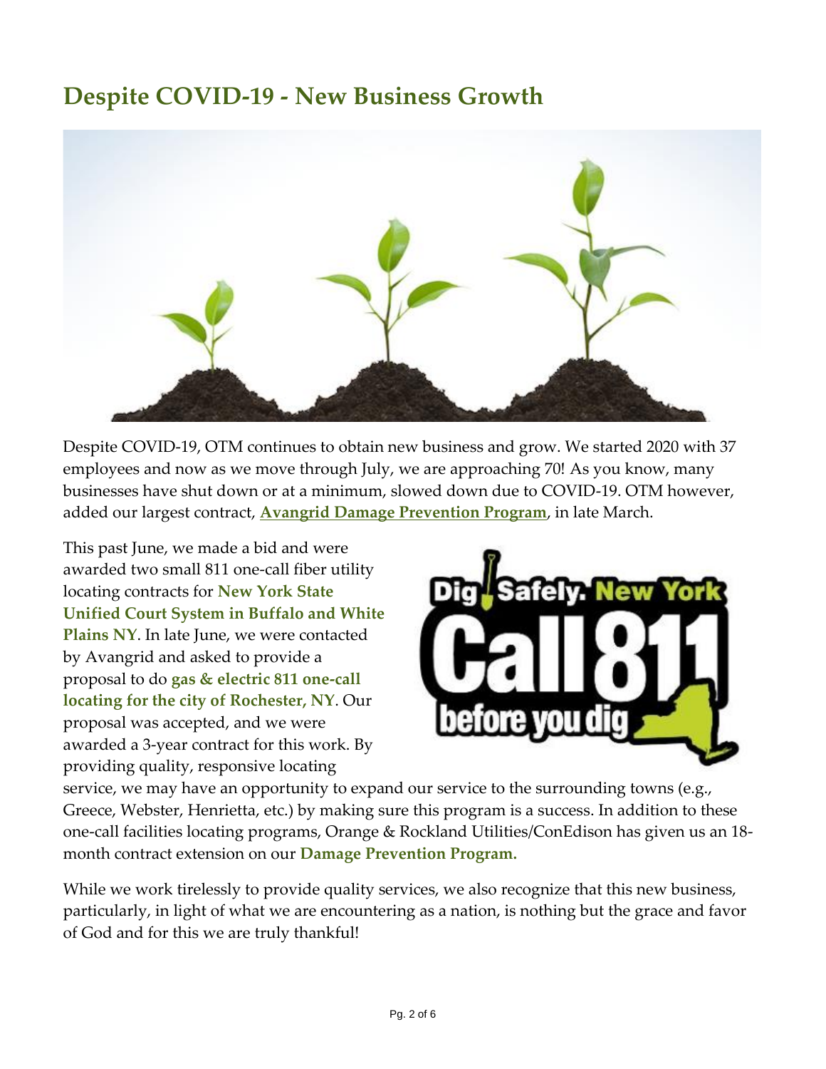# Despite COVID-19 - New Business Growth

Despite COVID-19, OTM continues to obtain new business and grow. We started 2020 with 37 employees and now as we move through July, we are approaching 70! As you know, many businesses have shut down or at a minimum, slowed down due to COVID-19. OTM however, added our largest contract, **Avangrid Damage Prevention Program**, in late March.

This past June, we made a bid and were awarded two small 811 one-call fiber utility locating contracts for **New York State Unified Court System in Buffalo and White Plains NY**. In late June, we were contacted by Avangrid and asked to provide a proposal to do **gas & electric 811 one-call locating for the city of Rochester, NY**. Our proposal was accepted, and we were awarded a 3-year contract for this work. By providing quality, responsive locating service, we may have an opportunity to expand our service to the surrounding towns (e.g., Greece, Webster, Henrietta, etc.) by making sure this program is a success. In addition to these one-call facilities locating programs, Orange & Rockland Utilities/ConEdison has given us an 18-month contract extension on our **Damage Prevention Program.**

While we work tirelessly to provide quality services, we also recognize that this new business, particularly, in light of what we are encountering as a nation, is nothing but the grace and favor of God and for this we are truly thankful!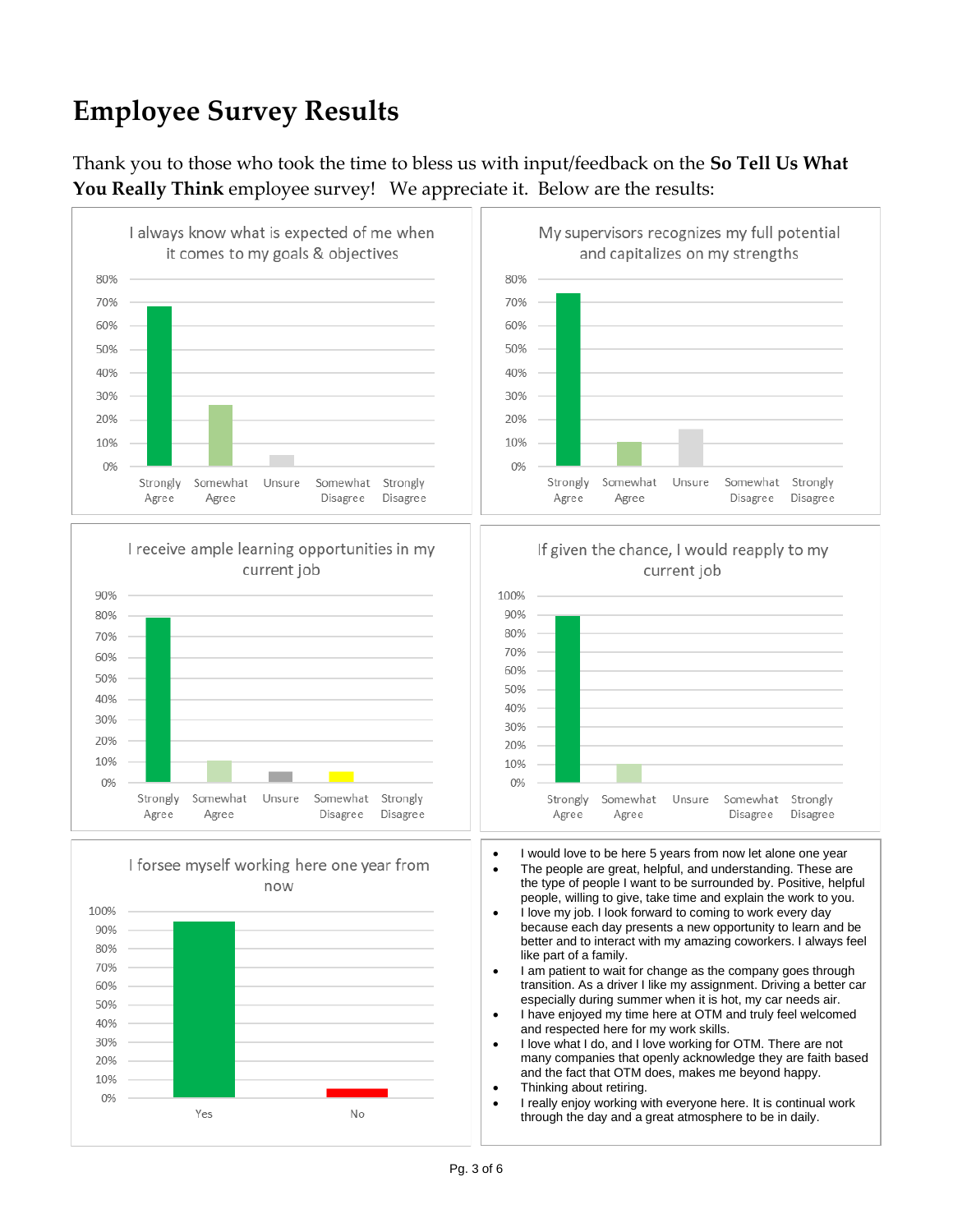# Employee Survey Results

Thank you to those who took the time to bless us with input/feedback on the **So Tell Us What You Really Think** employee survey! We appreciate it. Below are the results:

- I would love to be here 5 years from now let alone one year
- The people are great, helpful, and understanding. These are the type of people I want to be surrounded by. Positive, helpful people, willing to give, take time and explain the work to you.
- I love my job. I look forward to coming to work every day because each day presents a new opportunity to learn and be better and to interact with my amazing coworkers. I always feel like part of a family.
- I am patient to wait for change as the company goes through transition. As a driver I like my assignment. Driving a better car especially during summer when it is hot, my car needs air.
- I have enjoyed my time here at OTM and truly feel welcomed and respected here for my work skills.
- I love what I do, and I love working for OTM. There are not many companies that openly acknowledge they are faith based and the fact that OTM does, makes me beyond happy.
- Thinking about retiring.
- I really enjoy working with everyone here. It is continual work through the day and a great atmosphere to be in daily.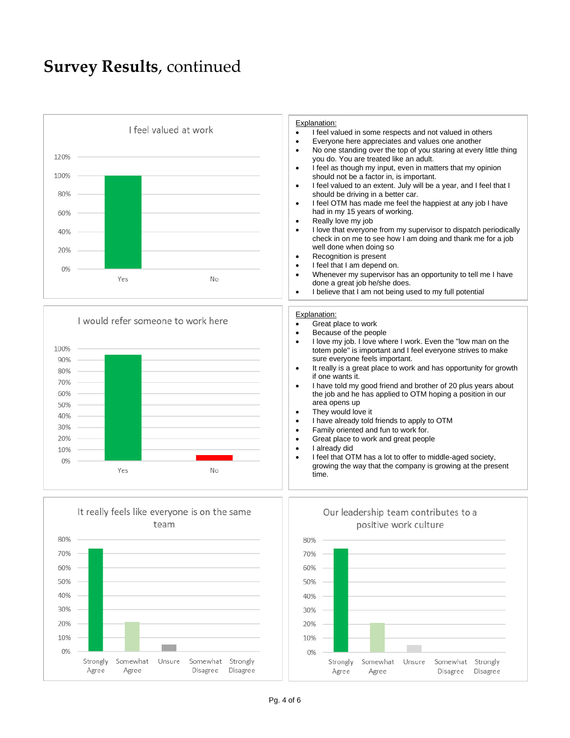# **Survey Results**, continued

**I feel valued at work**

| Response | Percentage |
|---|---|
| Yes | 100% |
| No | 0% |

Explanation:

- I feel valued in some respects and not valued in others
- Everyone here appreciates and values one another
- No one standing over the top of you staring at every little thing you do. You are treated like an adult.
- I feel as though my input, even in matters that my opinion should not be a factor in, is important.
- I feel valued to an extent. July will be a year, and I feel that I should be driving in a better car.
- I feel OTM has made me feel the happiest at any job I have had in my 15 years of working.
- Really love my job
- I love that everyone from my supervisor to dispatch periodically check in on me to see how I am doing and thank me for a job well done when doing so
- Recognition is present
- I feel that I am depend on.
- Whenever my supervisor has an opportunity to tell me I have done a great job he/she does.
- I believe that I am not being used to my full potential

**I would refer someone to work here**

| Response | Percentage (approx.) |
|---|---|
| Yes | 95% |
| No | 5% |

Explanation:

- Great place to work
- Because of the people
- I love my job. I love where I work. Even the "low man on the totem pole" is important and I feel everyone strives to make sure everyone feels important.
- It really is a great place to work and has opportunity for growth if one wants it.
- I have told my good friend and brother of 20 plus years about the job and he has applied to OTM hoping a position in our area opens up
- They would love it
- I have already told friends to apply to OTM
- Family oriented and fun to work for.
- Great place to work and great people
- I already did
- I feel that OTM has a lot to offer to middle-aged society, growing the way that the company is growing at the present time.

**It really feels like everyone is on the same team**

| Response | Percentage (approx.) |
|---|---|
| Strongly Agree | 74% |
| Somewhat Agree | 21% |
| Unsure | 5% |
| Somewhat Disagree | 0% |
| Strongly Disagree | 0% |

**Our leadership team contributes to a positive work culture**

| Response | Percentage (approx.) |
|---|---|
| Strongly Agree | 74% |
| Somewhat Agree | 21% |
| Unsure | 5% |
| Somewhat Disagree | 0% |
| Strongly Disagree | 0% |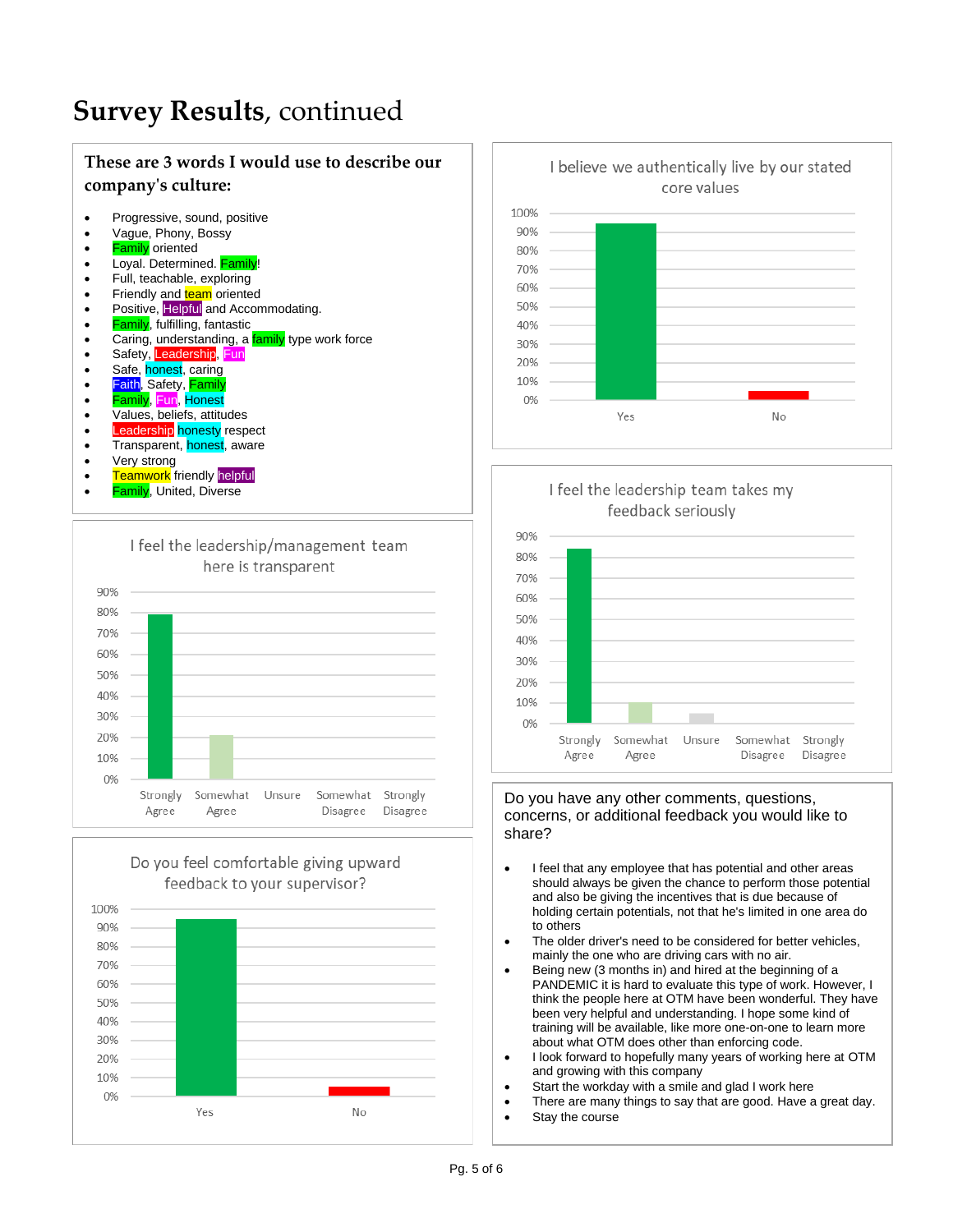# **Survey Results**, continued

## These are 3 words I would use to describe our company's culture:

- Progressive, sound, positive
- Vague, Phony, Bossy
- Family oriented
- Loyal. Determined. Family!
- Full, teachable, exploring
- Friendly and team oriented
- Positive, Helpful and Accommodating.
- Family, fulfilling, fantastic
- Caring, understanding, a family type work force
- Safety, Leadership, Fun
- Safe, honest, caring
- Faith, Safety, Family
- Family, Fun, Honest
- Values, beliefs, attitudes
- Leadership honesty respect
- Transparent, honest, aware
- Very strong
- Teamwork friendly helpful
- Family, United, Diverse

I feel the leadership/management team here is transparent

| Response | Approx. % |
|---|---|
| Strongly Agree | 79% |
| Somewhat Agree | 21% |
| Unsure | 0% |
| Somewhat Disagree | 0% |
| Strongly Disagree | 0% |

Do you feel comfortable giving upward feedback to your supervisor?

| Response | Approx. % |
|---|---|
| Yes | 95% |
| No | 5% |

I believe we authentically live by our stated core values

| Response | Approx. % |
|---|---|
| Yes | 95% |
| No | 5% |

I feel the leadership team takes my feedback seriously

| Response | Approx. % |
|---|---|
| Strongly Agree | 84% |
| Somewhat Agree | 10% |
| Unsure | 5% |
| Somewhat Disagree | 0% |
| Strongly Disagree | 0% |

## Do you have any other comments, questions, concerns, or additional feedback you would like to share?

- I feel that any employee that has potential and other areas should always be given the chance to perform those potential and also be giving the incentives that is due because of holding certain potentials, not that he's limited in one area do to others
- The older driver's need to be considered for better vehicles, mainly the one who are driving cars with no air.
- Being new (3 months in) and hired at the beginning of a PANDEMIC it is hard to evaluate this type of work. However, I think the people here at OTM have been wonderful. They have been very helpful and understanding. I hope some kind of training will be available, like more one-on-one to learn more about what OTM does other than enforcing code.
- I look forward to hopefully many years of working here at OTM and growing with this company
- Start the workday with a smile and glad I work here
- There are many things to say that are good. Have a great day.
- Stay the course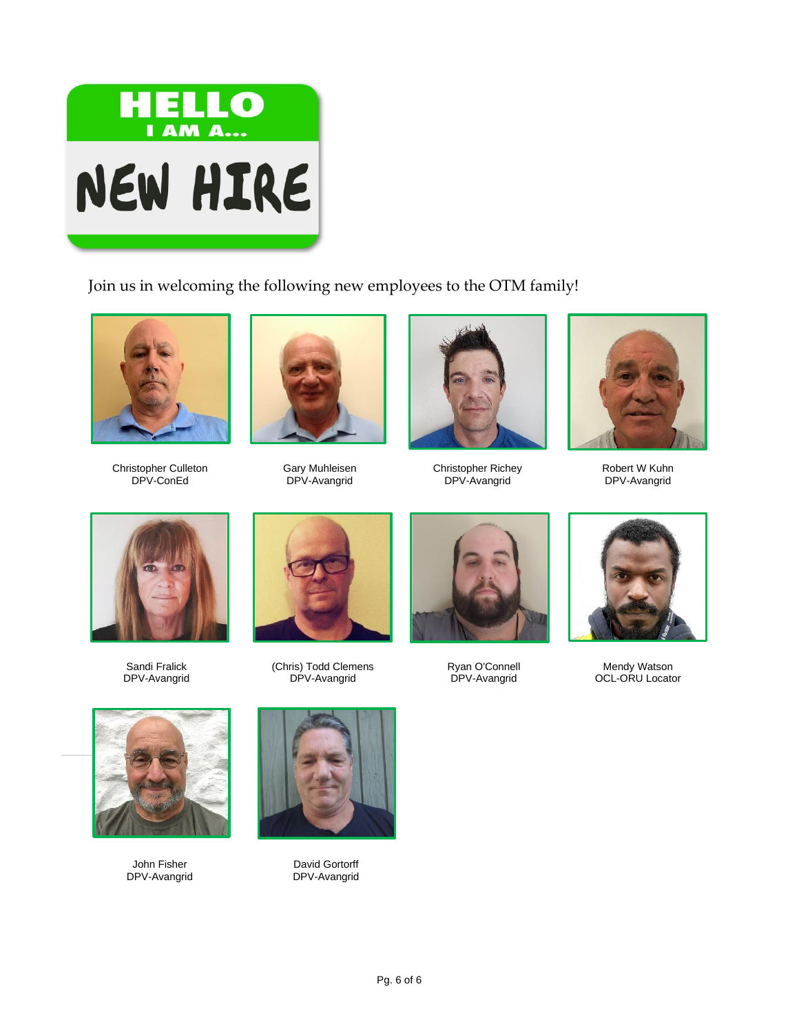# HELLO I AM A... NEW HIRE

Join us in welcoming the following new employees to the OTM family!

Christopher Culleton
DPV-ConEd

Gary Muhleisen
DPV-Avangrid

Christopher Richey
DPV-Avangrid

Robert W Kuhn
DPV-Avangrid

Sandi Fralick
DPV-Avangrid

(Chris) Todd Clemens
DPV-Avangrid

Ryan O'Connell
DPV-Avangrid

Mendy Watson
OCL-ORU Locator

John Fisher
DPV-Avangrid

David Gortorff
DPV-Avangrid